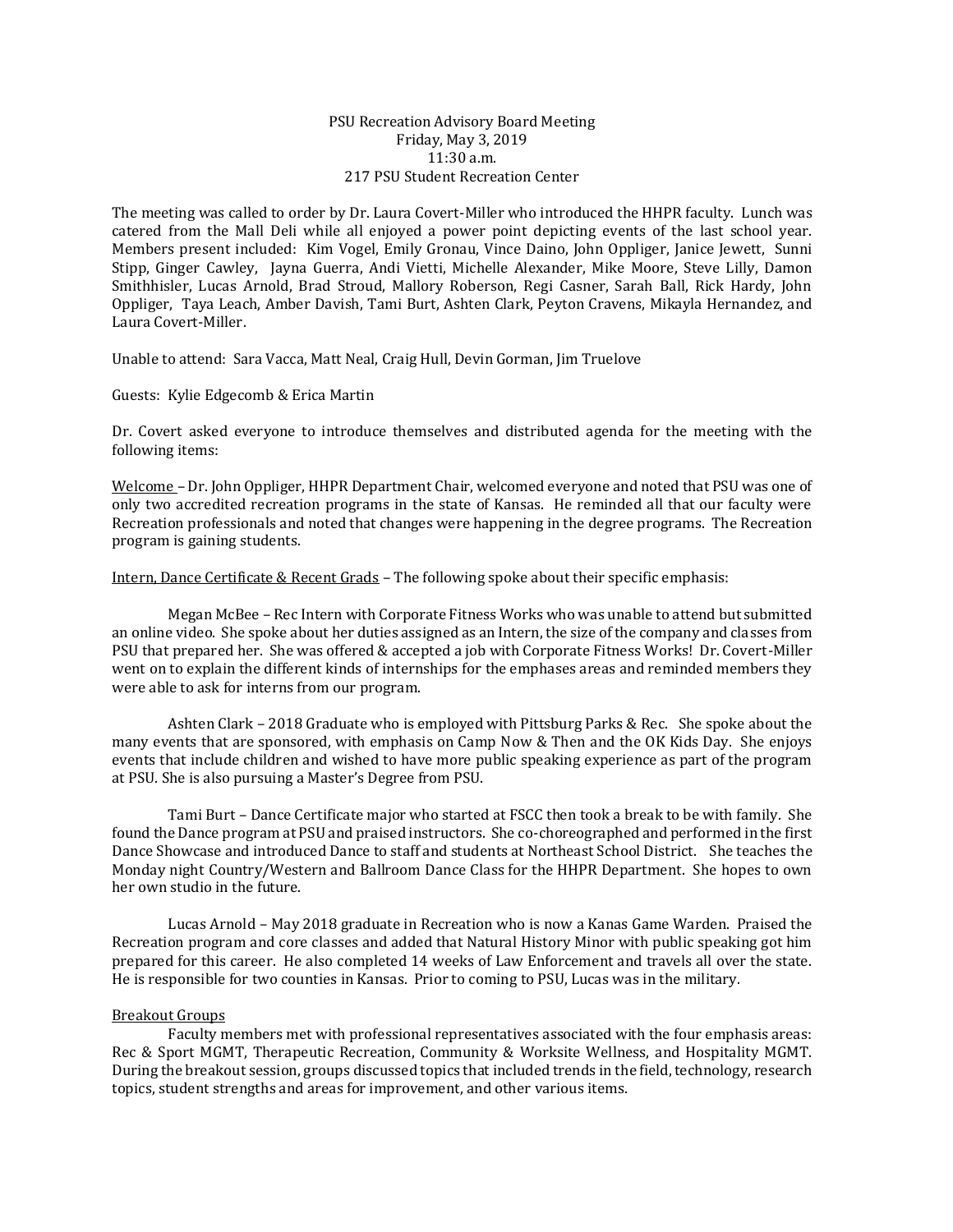PSU Recreation Advisory Board Meeting
Friday, May 3, 2019
11:30 a.m.
217 PSU Student Recreation Center

The meeting was called to order by Dr. Laura Covert-Miller who introduced the HHPR faculty. Lunch was catered from the Mall Deli while all enjoyed a power point depicting events of the last school year. Members present included: Kim Vogel, Emily Gronau, Vince Daino, John Oppliger, Janice Jewett, Sunni Stipp, Ginger Cawley, Jayna Guerra, Andi Vietti, Michelle Alexander, Mike Moore, Steve Lilly, Damon Smithhisler, Lucas Arnold, Brad Stroud, Mallory Roberson, Regi Casner, Sarah Ball, Rick Hardy, John Oppliger, Taya Leach, Amber Davish, Tami Burt, Ashten Clark, Peyton Cravens, Mikayla Hernandez, and Laura Covert-Miller.

Unable to attend: Sara Vacca, Matt Neal, Craig Hull, Devin Gorman, Jim Truelove

Guests: Kylie Edgecomb & Erica Martin

Dr. Covert asked everyone to introduce themselves and distributed agenda for the meeting with the following items:

<u>Welcome</u> – Dr. John Oppliger, HHPR Department Chair, welcomed everyone and noted that PSU was one of only two accredited recreation programs in the state of Kansas. He reminded all that our faculty were Recreation professionals and noted that changes were happening in the degree programs. The Recreation program is gaining students.

<u>Intern, Dance Certificate & Recent Grads</u> – The following spoke about their specific emphasis:

Megan McBee – Rec Intern with Corporate Fitness Works who was unable to attend but submitted an online video. She spoke about her duties assigned as an Intern, the size of the company and classes from PSU that prepared her. She was offered & accepted a job with Corporate Fitness Works! Dr. Covert-Miller went on to explain the different kinds of internships for the emphases areas and reminded members they were able to ask for interns from our program.

Ashten Clark – 2018 Graduate who is employed with Pittsburg Parks & Rec. She spoke about the many events that are sponsored, with emphasis on Camp Now & Then and the OK Kids Day. She enjoys events that include children and wished to have more public speaking experience as part of the program at PSU. She is also pursuing a Master's Degree from PSU.

Tami Burt – Dance Certificate major who started at FSCC then took a break to be with family. She found the Dance program at PSU and praised instructors. She co-choreographed and performed in the first Dance Showcase and introduced Dance to staff and students at Northeast School District. She teaches the Monday night Country/Western and Ballroom Dance Class for the HHPR Department. She hopes to own her own studio in the future.

Lucas Arnold – May 2018 graduate in Recreation who is now a Kanas Game Warden. Praised the Recreation program and core classes and added that Natural History Minor with public speaking got him prepared for this career. He also completed 14 weeks of Law Enforcement and travels all over the state. He is responsible for two counties in Kansas. Prior to coming to PSU, Lucas was in the military.

<u>Breakout Groups</u>

Faculty members met with professional representatives associated with the four emphasis areas: Rec & Sport MGMT, Therapeutic Recreation, Community & Worksite Wellness, and Hospitality MGMT. During the breakout session, groups discussed topics that included trends in the field, technology, research topics, student strengths and areas for improvement, and other various items.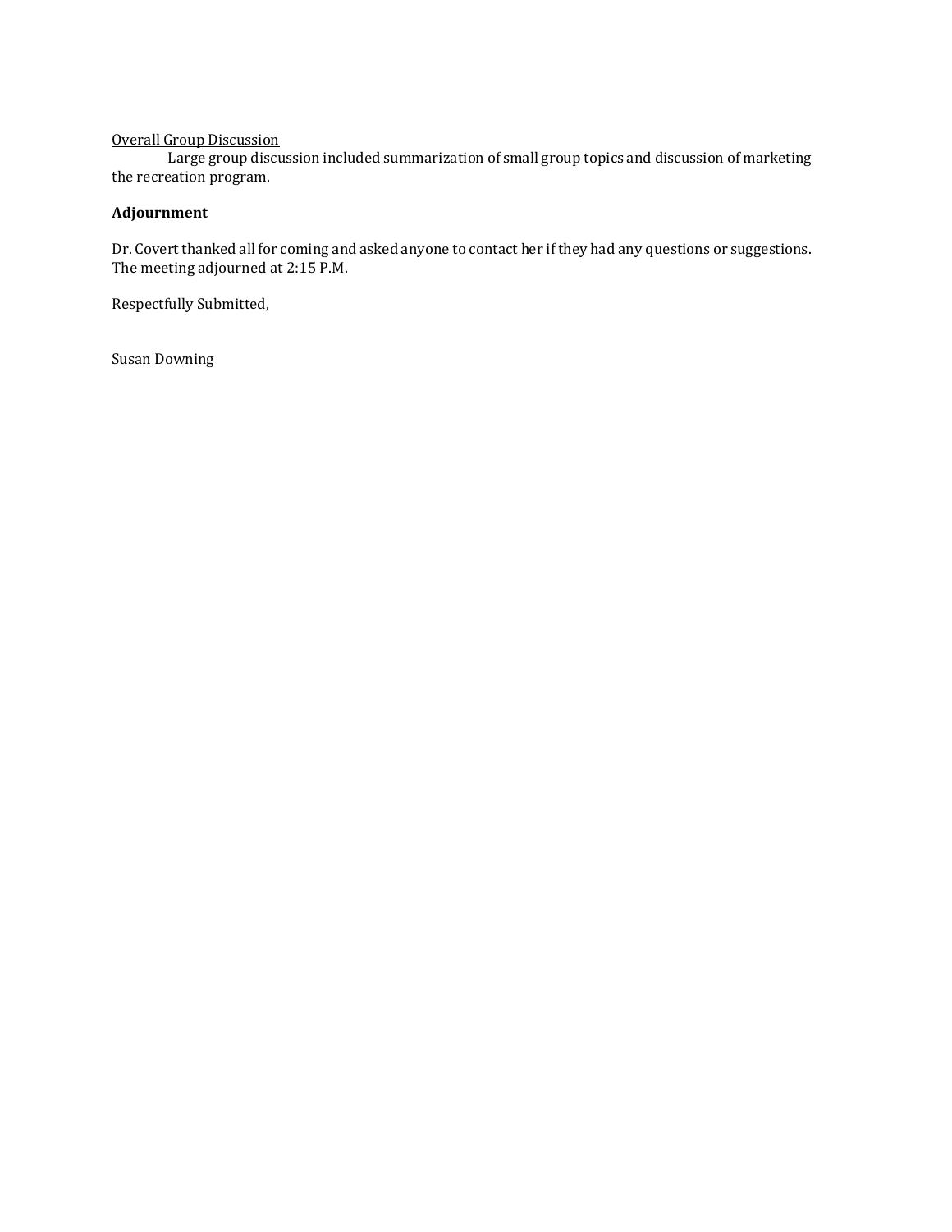<u>Overall Group Discussion</u>

Large group discussion included summarization of small group topics and discussion of marketing the recreation program.

**Adjournment**

Dr. Covert thanked all for coming and asked anyone to contact her if they had any questions or suggestions. The meeting adjourned at 2:15 P.M.

Respectfully Submitted,

Susan Downing